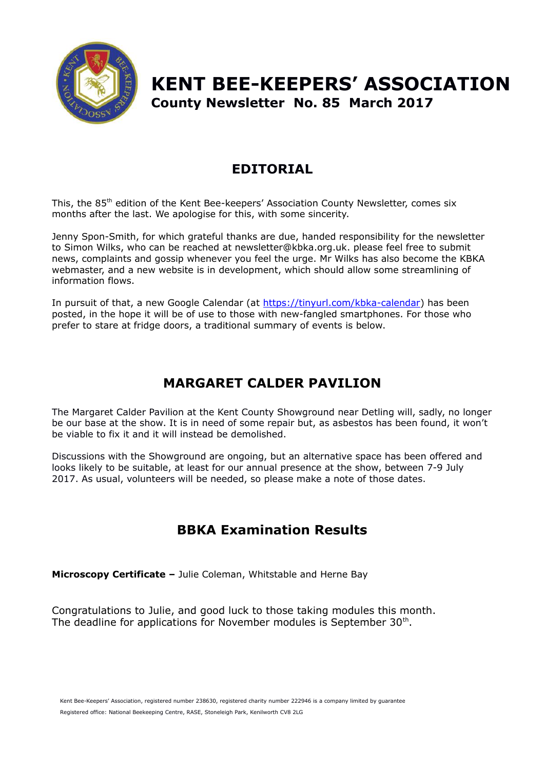# KENT BEE-KEEPERS' ASSOCIATION

**County Newsletter No. 85 March 2017**

## EDITORIAL

This, the 85th edition of the Kent Bee-keepers' Association County Newsletter, comes six months after the last. We apologise for this, with some sincerity.

Jenny Spon-Smith, for which grateful thanks are due, handed responsibility for the newsletter to Simon Wilks, who can be reached at newsletter@kbka.org.uk. please feel free to submit news, complaints and gossip whenever you feel the urge. Mr Wilks has also become the KBKA webmaster, and a new website is in development, which should allow some streamlining of information flows.

In pursuit of that, a new Google Calendar (at https://tinyurl.com/kbka-calendar) has been posted, in the hope it will be of use to those with new-fangled smartphones. For those who prefer to stare at fridge doors, a traditional summary of events is below.

## MARGARET CALDER PAVILION

The Margaret Calder Pavilion at the Kent County Showground near Detling will, sadly, no longer be our base at the show. It is in need of some repair but, as asbestos has been found, it won't be viable to fix it and it will instead be demolished.

Discussions with the Showground are ongoing, but an alternative space has been offered and looks likely to be suitable, at least for our annual presence at the show, between 7-9 July 2017. As usual, volunteers will be needed, so please make a note of those dates.

## BBKA Examination Results

**Microscopy Certificate –** Julie Coleman, Whitstable and Herne Bay

Congratulations to Julie, and good luck to those taking modules this month. The deadline for applications for November modules is September 30th.

Kent Bee-Keepers' Association, registered number 238630, registered charity number 222946 is a company limited by guarantee
Registered office: National Beekeeping Centre, RASE, Stoneleigh Park, Kenilworth CV8 2LG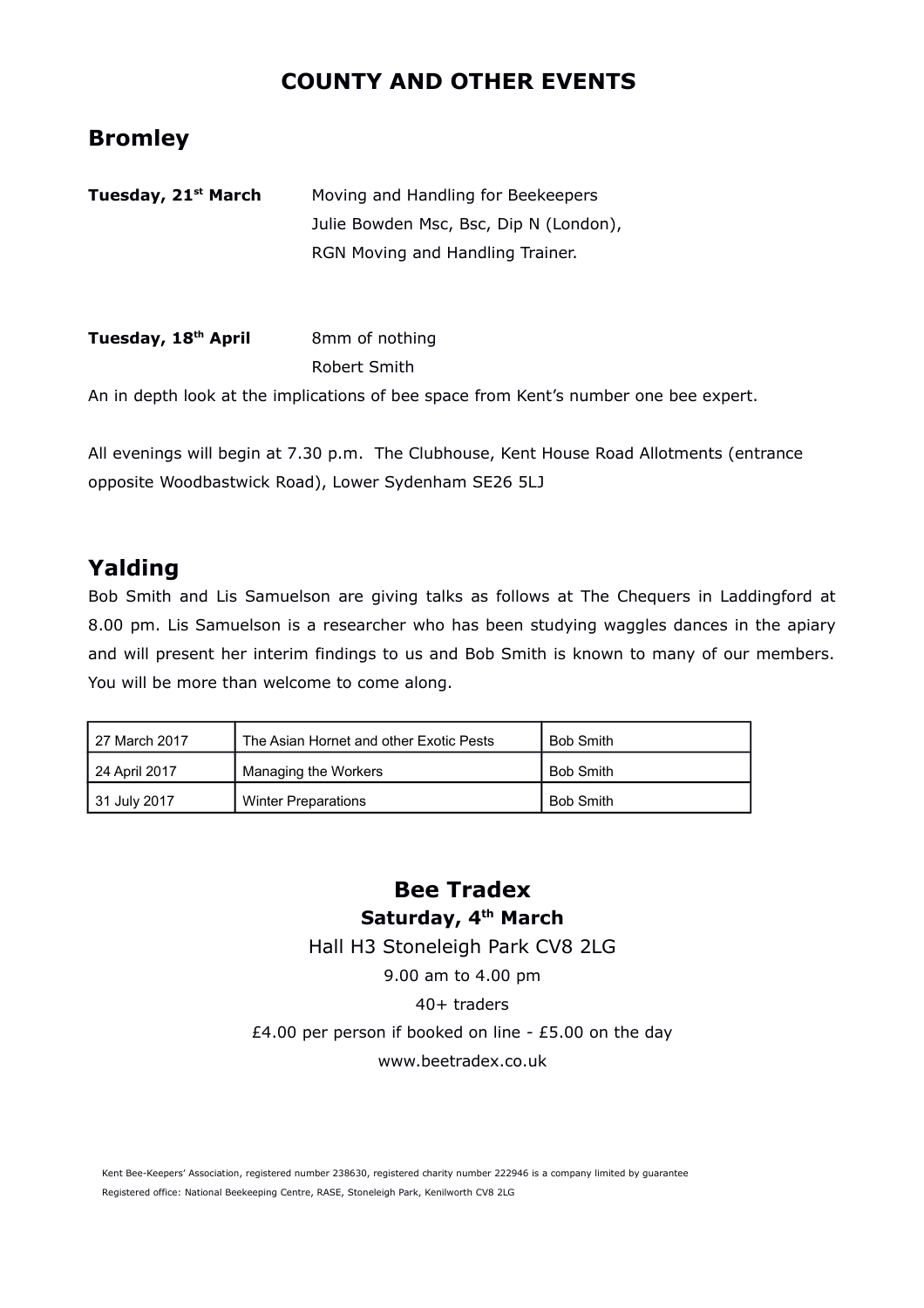# COUNTY AND OTHER EVENTS

## Bromley

**Tuesday, 21st March** Moving and Handling for Beekeepers
Julie Bowden Msc, Bsc, Dip N (London),
RGN Moving and Handling Trainer.

**Tuesday, 18th April** 8mm of nothing
Robert Smith

An in depth look at the implications of bee space from Kent's number one bee expert.

All evenings will begin at 7.30 p.m. The Clubhouse, Kent House Road Allotments (entrance opposite Woodbastwick Road), Lower Sydenham SE26 5LJ

## Yalding

Bob Smith and Lis Samuelson are giving talks as follows at The Chequers in Laddingford at 8.00 pm. Lis Samuelson is a researcher who has been studying waggles dances in the apiary and will present her interim findings to us and Bob Smith is known to many of our members. You will be more than welcome to come along.

| | | |
|---|---|---|
| 27 March 2017 | The Asian Hornet and other Exotic Pests | Bob Smith |
| 24 April 2017 | Managing the Workers | Bob Smith |
| 31 July 2017 | Winter Preparations | Bob Smith |

## Bee Tradex

**Saturday, 4th March**

Hall H3 Stoneleigh Park CV8 2LG

9.00 am to 4.00 pm

40+ traders

£4.00 per person if booked on line - £5.00 on the day

www.beetradex.co.uk

Kent Bee-Keepers' Association, registered number 238630, registered charity number 222946 is a company limited by guarantee
Registered office: National Beekeeping Centre, RASE, Stoneleigh Park, Kenilworth CV8 2LG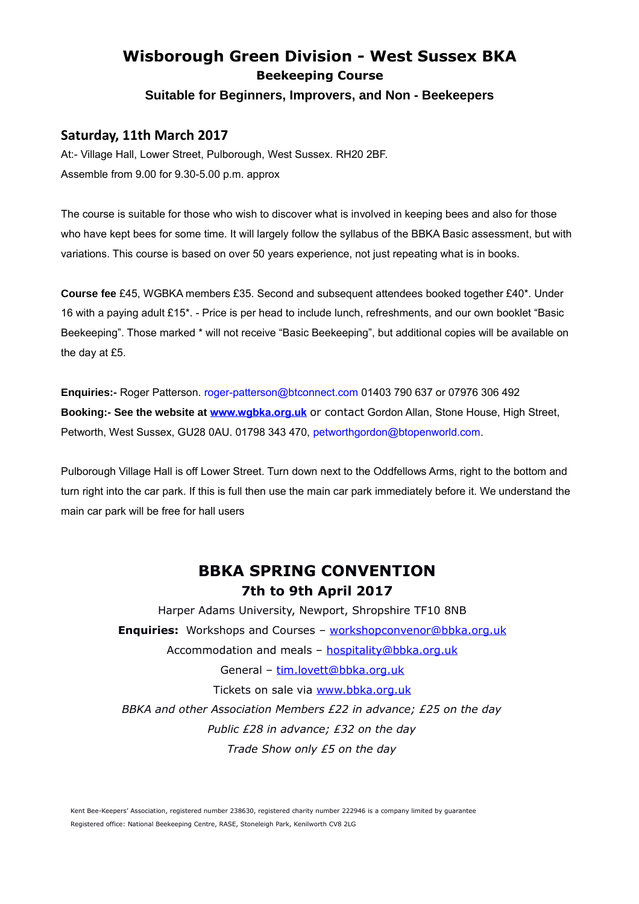# Wisborough Green Division - West Sussex BKA

### Beekeeping Course

### Suitable for Beginners, Improvers, and Non - Beekeepers

## Saturday, 11th March 2017

At:- Village Hall, Lower Street, Pulborough, West Sussex. RH20 2BF.

Assemble from 9.00 for 9.30-5.00 p.m. approx

The course is suitable for those who wish to discover what is involved in keeping bees and also for those who have kept bees for some time. It will largely follow the syllabus of the BBKA Basic assessment, but with variations. This course is based on over 50 years experience, not just repeating what is in books.

**Course fee** £45, WGBKA members £35. Second and subsequent attendees booked together £40*. Under 16 with a paying adult £15*. - Price is per head to include lunch, refreshments, and our own booklet "Basic Beekeeping". Those marked * will not receive "Basic Beekeeping", but additional copies will be available on the day at £5.

**Enquiries:-** Roger Patterson. roger-patterson@btconnect.com 01403 790 637 or 07976 306 492

**Booking:- See the website at www.wgbka.org.uk** or contact Gordon Allan, Stone House, High Street, Petworth, West Sussex, GU28 0AU. 01798 343 470, petworthgordon@btopenworld.com.

Pulborough Village Hall is off Lower Street. Turn down next to the Oddfellows Arms, right to the bottom and turn right into the car park. If this is full then use the main car park immediately before it. We understand the main car park will be free for hall users

## BBKA SPRING CONVENTION

### 7th to 9th April 2017

Harper Adams University, Newport, Shropshire TF10 8NB

**Enquiries:** Workshops and Courses – workshopconvenor@bbka.org.uk

Accommodation and meals – hospitality@bbka.org.uk

General – tim.lovett@bbka.org.uk

Tickets on sale via www.bbka.org.uk

*BBKA and other Association Members £22 in advance; £25 on the day*

*Public £28 in advance; £32 on the day*

*Trade Show only £5 on the day*

Kent Bee-Keepers' Association, registered number 238630, registered charity number 222946 is a company limited by guarantee

Registered office: National Beekeeping Centre, RASE, Stoneleigh Park, Kenilworth CV8 2LG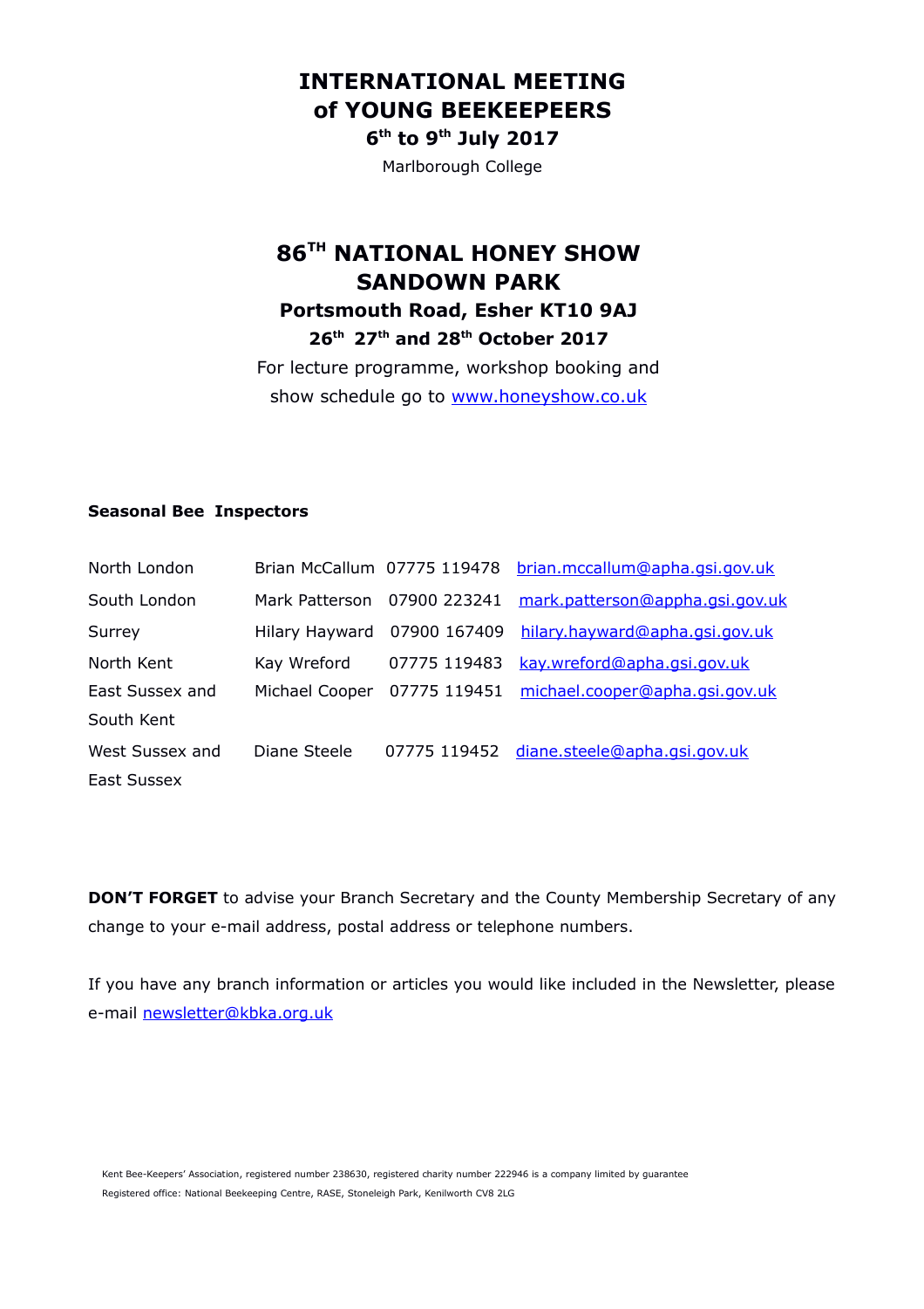# INTERNATIONAL MEETING of YOUNG BEEKEEPERS

**6th to 9th July 2017**

Marlborough College

# 86TH NATIONAL HONEY SHOW SANDOWN PARK

**Portsmouth Road, Esher KT10 9AJ**

**26th 27th and 28th October 2017**

For lecture programme, workshop booking and show schedule go to www.honeyshow.co.uk

**Seasonal Bee Inspectors**

| | | | |
|---|---|---|---|
| North London | Brian McCallum | 07775 119478 | brian.mccallum@apha.gsi.gov.uk |
| South London | Mark Patterson | 07900 223241 | mark.patterson@appha.gsi.gov.uk |
| Surrey | Hilary Hayward | 07900 167409 | hilary.hayward@apha.gsi.gov.uk |
| North Kent | Kay Wreford | 07775 119483 | kay.wreford@apha.gsi.gov.uk |
| East Sussex and South Kent | Michael Cooper | 07775 119451 | michael.cooper@apha.gsi.gov.uk |
| West Sussex and East Sussex | Diane Steele | 07775 119452 | diane.steele@apha.gsi.gov.uk |

**DON'T FORGET** to advise your Branch Secretary and the County Membership Secretary of any change to your e-mail address, postal address or telephone numbers.

If you have any branch information or articles you would like included in the Newsletter, please e-mail newsletter@kbka.org.uk

Kent Bee-Keepers' Association, registered number 238630, registered charity number 222946 is a company limited by guarantee
Registered office: National Beekeeping Centre, RASE, Stoneleigh Park, Kenilworth CV8 2LG